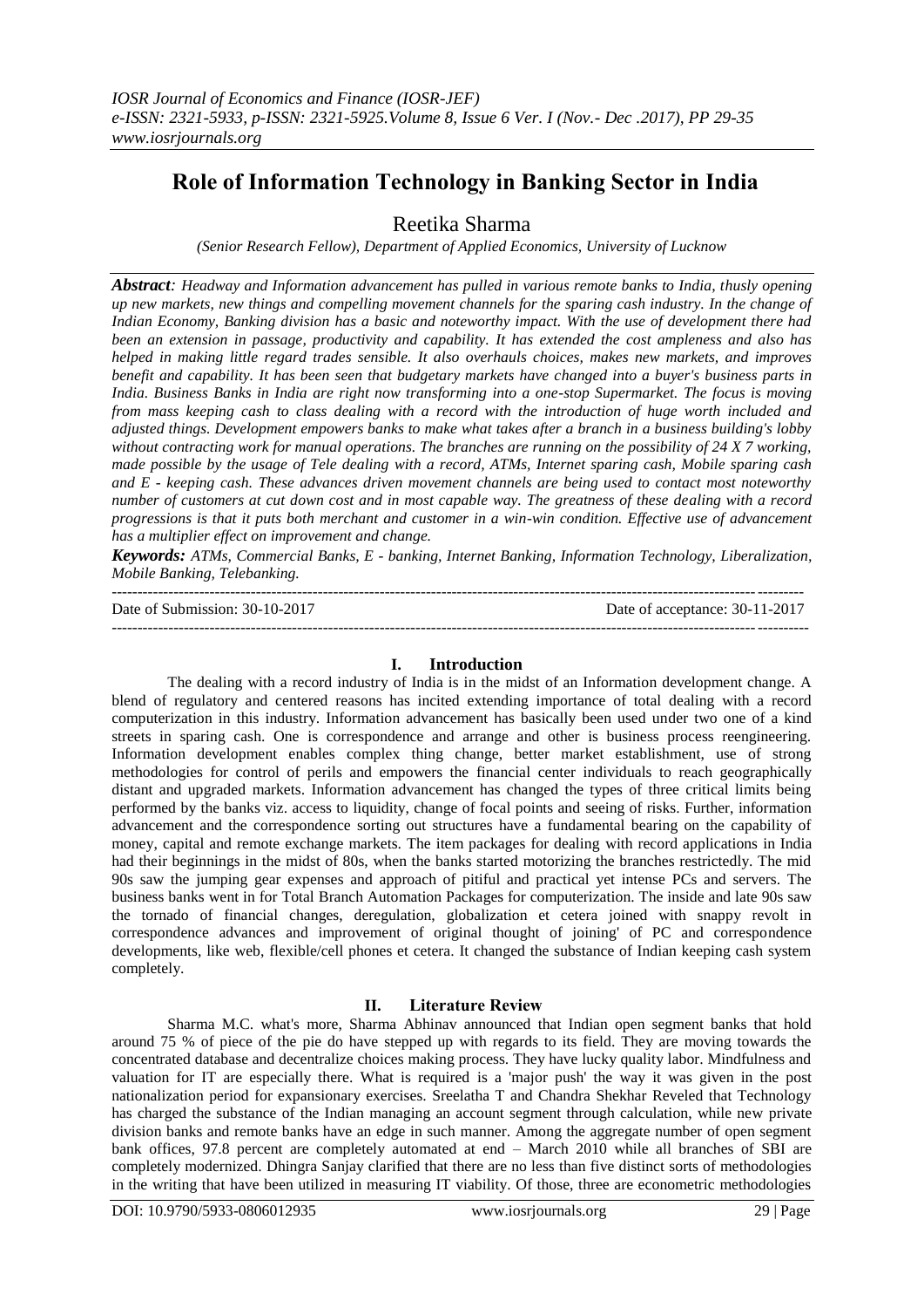# Role of Information Technology in Banking Sector in India

## Reetika Sharma

*(Senior Research Fellow), Department of Applied Economics, University of Lucknow*

***Abstract**: Headway and Information advancement has pulled in various remote banks to India, thusly opening up new markets, new things and compelling movement channels for the sparing cash industry. In the change of Indian Economy, Banking division has a basic and noteworthy impact. With the use of development there had been an extension in passage, productivity and capability. It has extended the cost ampleness and also has helped in making little regard trades sensible. It also overhauls choices, makes new markets, and improves benefit and capability. It has been seen that budgetary markets have changed into a buyer's business parts in India. Business Banks in India are right now transforming into a one-stop Supermarket. The focus is moving from mass keeping cash to class dealing with a record with the introduction of huge worth included and adjusted things. Development empowers banks to make what takes after a branch in a business building's lobby without contracting work for manual operations. The branches are running on the possibility of 24 X 7 working, made possible by the usage of Tele dealing with a record, ATMs, Internet sparing cash, Mobile sparing cash and E - keeping cash. These advances driven movement channels are being used to contact most noteworthy number of customers at cut down cost and in most capable way. The greatness of these dealing with a record progressions is that it puts both merchant and customer in a win-win condition. Effective use of advancement has a multiplier effect on improvement and change.*

***Keywords:** ATMs, Commercial Banks, E - banking, Internet Banking, Information Technology, Liberalization, Mobile Banking, Telebanking.*

---

Date of Submission: 30-10-2017 Date of acceptance: 30-11-2017

---

## I. Introduction

The dealing with a record industry of India is in the midst of an Information development change. A blend of regulatory and centered reasons has incited extending importance of total dealing with a record computerization in this industry. Information advancement has basically been used under two one of a kind streets in sparing cash. One is correspondence and arrange and other is business process reengineering. Information development enables complex thing change, better market establishment, use of strong methodologies for control of perils and empowers the financial center individuals to reach geographically distant and upgraded markets. Information advancement has changed the types of three critical limits being performed by the banks viz. access to liquidity, change of focal points and seeing of risks. Further, information advancement and the correspondence sorting out structures have a fundamental bearing on the capability of money, capital and remote exchange markets. The item packages for dealing with record applications in India had their beginnings in the midst of 80s, when the banks started motorizing the branches restrictedly. The mid 90s saw the jumping gear expenses and approach of pitiful and practical yet intense PCs and servers. The business banks went in for Total Branch Automation Packages for computerization. The inside and late 90s saw the tornado of financial changes, deregulation, globalization et cetera joined with snappy revolt in correspondence advances and improvement of original thought of joining' of PC and correspondence developments, like web, flexible/cell phones et cetera. It changed the substance of Indian keeping cash system completely.

## II. Literature Review

Sharma M.C. what's more, Sharma Abhinav announced that Indian open segment banks that hold around 75 % of piece of the pie do have stepped up with regards to its field. They are moving towards the concentrated database and decentralize choices making process. They have lucky quality labor. Mindfulness and valuation for IT are especially there. What is required is a 'major push' the way it was given in the post nationalization period for expansionary exercises. Sreelatha T and Chandra Shekhar Reveled that Technology has charged the substance of the Indian managing an account segment through calculation, while new private division banks and remote banks have an edge in such manner. Among the aggregate number of open segment bank offices, 97.8 percent are completely automated at end – March 2010 while all branches of SBI are completely modernized. Dhingra Sanjay clarified that there are no less than five distinct sorts of methodologies in the writing that have been utilized in measuring IT viability. Of those, three are econometric methodologies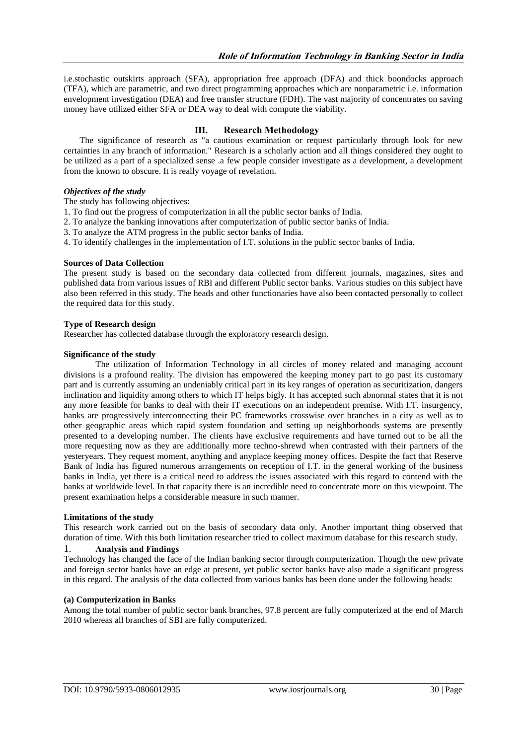i.e.stochastic outskirts approach (SFA), appropriation free approach (DFA) and thick boondocks approach (TFA), which are parametric, and two direct programming approaches which are nonparametric i.e. information envelopment investigation (DEA) and free transfer structure (FDH). The vast majority of concentrates on saving money have utilized either SFA or DEA way to deal with compute the viability.

## III. Research Methodology

The significance of research as "a cautious examination or request particularly through look for new certainties in any branch of information." Research is a scholarly action and all things considered they ought to be utilized as a part of a specialized sense .a few people consider investigate as a development, a development from the known to obscure. It is really voyage of revelation.

***Objectives of the study***

The study has following objectives:

1. To find out the progress of computerization in all the public sector banks of India.
2. To analyze the banking innovations after computerization of public sector banks of India.
3. To analyze the ATM progress in the public sector banks of India.
4. To identify challenges in the implementation of I.T. solutions in the public sector banks of India.

**Sources of Data Collection**

The present study is based on the secondary data collected from different journals, magazines, sites and published data from various issues of RBI and different Public sector banks. Various studies on this subject have also been referred in this study. The heads and other functionaries have also been contacted personally to collect the required data for this study.

**Type of Research design**

Researcher has collected database through the exploratory research design.

**Significance of the study**

The utilization of Information Technology in all circles of money related and managing account divisions is a profound reality. The division has empowered the keeping money part to go past its customary part and is currently assuming an undeniably critical part in its key ranges of operation as securitization, dangers inclination and liquidity among others to which IT helps bigly. It has accepted such abnormal states that it is not any more feasible for banks to deal with their IT executions on an independent premise. With I.T. insurgency, banks are progressively interconnecting their PC frameworks crosswise over branches in a city as well as to other geographic areas which rapid system foundation and setting up neighborhoods systems are presently presented to a developing number. The clients have exclusive requirements and have turned out to be all the more requesting now as they are additionally more techno-shrewd when contrasted with their partners of the yesteryears. They request moment, anything and anyplace keeping money offices. Despite the fact that Reserve Bank of India has figured numerous arrangements on reception of I.T. in the general working of the business banks in India, yet there is a critical need to address the issues associated with this regard to contend with the banks at worldwide level. In that capacity there is an incredible need to concentrate more on this viewpoint. The present examination helps a considerable measure in such manner.

**Limitations of the study**

This research work carried out on the basis of secondary data only. Another important thing observed that duration of time. With this both limitation researcher tried to collect maximum database for this research study.

## 1. Analysis and Findings

Technology has changed the face of the Indian banking sector through computerization. Though the new private and foreign sector banks have an edge at present, yet public sector banks have also made a significant progress in this regard. The analysis of the data collected from various banks has been done under the following heads:

**(a) Computerization in Banks**

Among the total number of public sector bank branches, 97.8 percent are fully computerized at the end of March 2010 whereas all branches of SBI are fully computerized.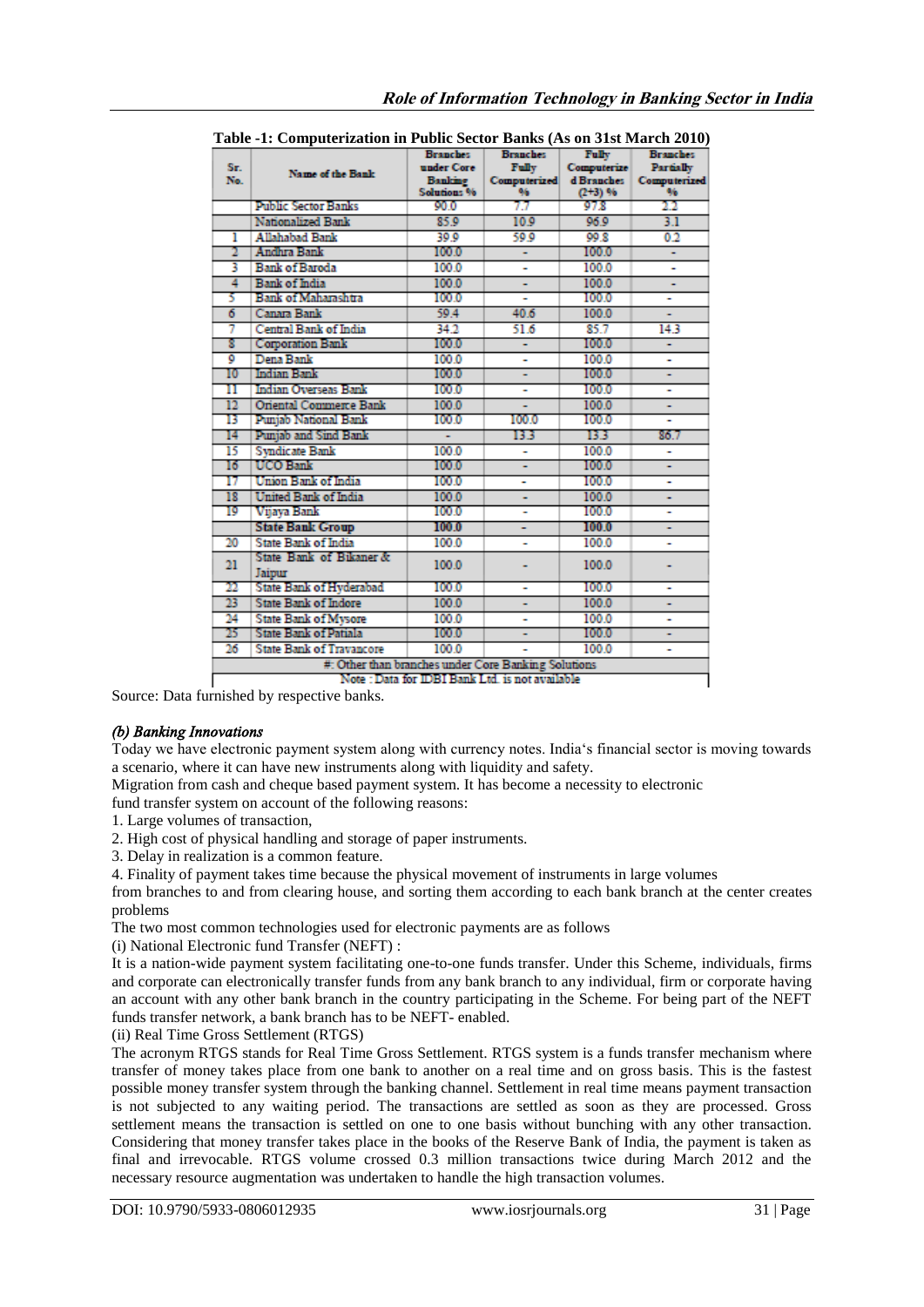**Table -1: Computerization in Public Sector Banks (As on 31st March 2010)**

| Sr. No. | Name of the Bank | Branches under Core Banking Solutions % | Branches Fully Computerized % | Fully Computerized Branches (2+3) % | Branches Partially Computerized % |
|---|---|---|---|---|---|
| | Public Sector Banks | 90.0 | 7.7 | 97.8 | 2.2 |
| | Nationalized Bank | 85.9 | 10.9 | 96.9 | 3.1 |
| 1 | Allahabad Bank | 39.9 | 59.9 | 99.8 | 0.2 |
| 2 | Andhra Bank | 100.0 | - | 100.0 | - |
| 3 | Bank of Baroda | 100.0 | - | 100.0 | - |
| 4 | Bank of India | 100.0 | - | 100.0 | - |
| 5 | Bank of Maharashtra | 100.0 | - | 100.0 | - |
| 6 | Canara Bank | 59.4 | 40.6 | 100.0 | - |
| 7 | Central Bank of India | 34.2 | 51.6 | 85.7 | 14.3 |
| 8 | Corporation Bank | 100.0 | - | 100.0 | - |
| 9 | Dena Bank | 100.0 | - | 100.0 | - |
| 10 | Indian Bank | 100.0 | - | 100.0 | - |
| 11 | Indian Overseas Bank | 100.0 | - | 100.0 | - |
| 12 | Oriental Commerce Bank | 100.0 | - | 100.0 | - |
| 13 | Punjab National Bank | 100.0 | 100.0 | 100.0 | - |
| 14 | Punjab and Sind Bank | - | 13.3 | 13.3 | 86.7 |
| 15 | Syndicate Bank | 100.0 | - | 100.0 | - |
| 16 | UCO Bank | 100.0 | - | 100.0 | - |
| 17 | Union Bank of India | 100.0 | - | 100.0 | - |
| 18 | United Bank of India | 100.0 | - | 100.0 | - |
| 19 | Vijaya Bank | 100.0 | - | 100.0 | - |
| | **State Bank Group** | **100.0** | **-** | **100.0** | **-** |
| 20 | State Bank of India | 100.0 | - | 100.0 | - |
| 21 | State Bank of Bikaner & Jaipur | 100.0 | - | 100.0 | - |
| 22 | State Bank of Hyderabad | 100.0 | - | 100.0 | - |
| 23 | State Bank of Indore | 100.0 | - | 100.0 | - |
| 24 | State Bank of Mysore | 100.0 | - | 100.0 | - |
| 25 | State Bank of Patiala | 100.0 | - | 100.0 | - |
| 26 | State Bank of Travancore | 100.0 | - | 100.0 | - |

#: Other than branches under Core Banking Solutions

Note : Data for IDBI Bank Ltd. is not available

Source: Data furnished by respective banks.

### *(b) Banking Innovations*

Today we have electronic payment system along with currency notes. India's financial sector is moving towards a scenario, where it can have new instruments along with liquidity and safety.

Migration from cash and cheque based payment system. It has become a necessity to electronic fund transfer system on account of the following reasons:

1. Large volumes of transaction,
2. High cost of physical handling and storage of paper instruments.
3. Delay in realization is a common feature.
4. Finality of payment takes time because the physical movement of instruments in large volumes from branches to and from clearing house, and sorting them according to each bank branch at the center creates problems

The two most common technologies used for electronic payments are as follows

(i) National Electronic fund Transfer (NEFT) :

It is a nation-wide payment system facilitating one-to-one funds transfer. Under this Scheme, individuals, firms and corporate can electronically transfer funds from any bank branch to any individual, firm or corporate having an account with any other bank branch in the country participating in the Scheme. For being part of the NEFT funds transfer network, a bank branch has to be NEFT- enabled.

(ii) Real Time Gross Settlement (RTGS)

The acronym RTGS stands for Real Time Gross Settlement. RTGS system is a funds transfer mechanism where transfer of money takes place from one bank to another on a real time and on gross basis. This is the fastest possible money transfer system through the banking channel. Settlement in real time means payment transaction is not subjected to any waiting period. The transactions are settled as soon as they are processed. Gross settlement means the transaction is settled on one to one basis without bunching with any other transaction. Considering that money transfer takes place in the books of the Reserve Bank of India, the payment is taken as final and irrevocable. RTGS volume crossed 0.3 million transactions twice during March 2012 and the necessary resource augmentation was undertaken to handle the high transaction volumes.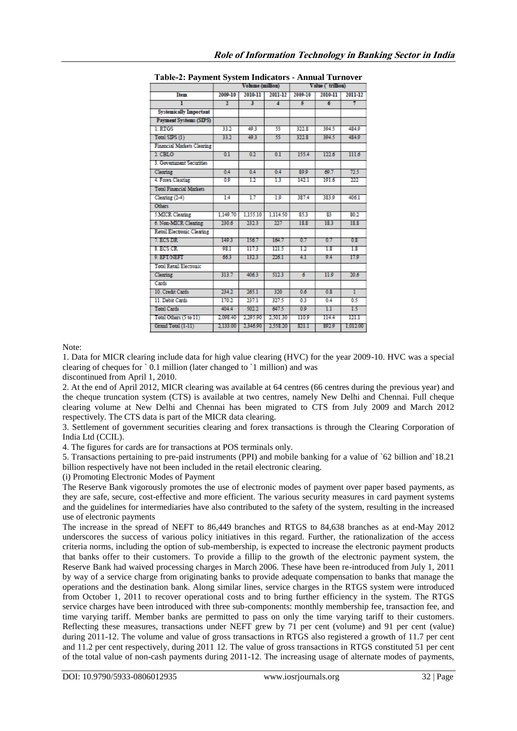**Table-2: Payment System Indicators - Annual Turnover**

| | Volume (million) | | | Value (` trillion) | | |
|---|---|---|---|---|---|---|
| Item | 2009-10 | 2010-11 | 2011-12 | 2009-10 | 2010-11 | 2011-12 |
| 1 | 2 | 3 | 4 | 5 | 6 | 7 |
| Systemically Important Payment Systems (SIPS) | | | | | | |
| 1. RTGS | 33.2 | 49.3 | 55 | 322.8 | 394.5 | 484.9 |
| Total SIPS (1) | 33.2 | 49.3 | 55 | 322.8 | 394.5 | 484.9 |
| Financial Markets Clearing | | | | | | |
| 2. CBLO | 0.1 | 0.2 | 0.1 | 155.4 | 122.6 | 111.6 |
| 3. Government Securities Clearing | 0.4 | 0.4 | 0.4 | 89.9 | 69.7 | 72.5 |
| 4. Forex Clearing | 0.9 | 1.2 | 1.3 | 142.1 | 191.6 | 222 |
| Total Financial Markets Clearing (2-4) | 1.4 | 1.7 | 1.9 | 387.4 | 383.9 | 406.1 |
| Others | | | | | | |
| 5.MICR Clearing | 1,149.70 | 1,155.10 | 1,114.50 | 85.3 | 83 | 80.2 |
| 6. Non-MICR Clearing | 230.6 | 232.3 | 227 | 18.8 | 18.3 | 18.8 |
| Retail Electronic Clearing | | | | | | |
| 7. ECS DR | 149.3 | 156.7 | 164.7 | 0.7 | 0.7 | 0.8 |
| 8. ECS CR | 98.1 | 117.3 | 121.5 | 1.2 | 1.8 | 1.8 |
| 9. EFT/NEFT | 66.3 | 132.3 | 226.1 | 4.1 | 9.4 | 17.9 |
| Total Retail Electronic Clearing | 313.7 | 406.3 | 512.3 | 6 | 11.9 | 20.6 |
| Cards | | | | | | |
| 10. Credit Cards | 234.2 | 265.1 | 320 | 0.6 | 0.8 | 1 |
| 11. Debit Cards | 170.2 | 237.1 | 327.5 | 0.3 | 0.4 | 0.5 |
| Total Cards | 404.4 | 502.2 | 647.5 | 0.9 | 1.1 | 1.5 |
| Total Others (5 to 11) | 2,098.40 | 2,295.90 | 2,501.30 | 110.9 | 114.4 | 121.1 |
| Grand Total (1-11) | 2,133.00 | 2,346.90 | 2,558.20 | 821.1 | 892.9 | 1,012.00 |

Note:

1. Data for MICR clearing include data for high value clearing (HVC) for the year 2009-10. HVC was a special clearing of cheques for ` 0.1 million (later changed to `1 million) and was discontinued from April 1, 2010.
2. At the end of April 2012, MICR clearing was available at 64 centres (66 centres during the previous year) and the cheque truncation system (CTS) is available at two centres, namely New Delhi and Chennai. Full cheque clearing volume at New Delhi and Chennai has been migrated to CTS from July 2009 and March 2012 respectively. The CTS data is part of the MICR data clearing.
3. Settlement of government securities clearing and forex transactions is through the Clearing Corporation of India Ltd (CCIL).
4. The figures for cards are for transactions at POS terminals only.
5. Transactions pertaining to pre-paid instruments (PPI) and mobile banking for a value of `62 billion and`18.21 billion respectively have not been included in the retail electronic clearing.

(i) Promoting Electronic Modes of Payment

The Reserve Bank vigorously promotes the use of electronic modes of payment over paper based payments, as they are safe, secure, cost-effective and more efficient. The various security measures in card payment systems and the guidelines for intermediaries have also contributed to the safety of the system, resulting in the increased use of electronic payments

The increase in the spread of NEFT to 86,449 branches and RTGS to 84,638 branches as at end-May 2012 underscores the success of various policy initiatives in this regard. Further, the rationalization of the access criteria norms, including the option of sub-membership, is expected to increase the electronic payment products that banks offer to their customers. To provide a fillip to the growth of the electronic payment system, the Reserve Bank had waived processing charges in March 2006. These have been re-introduced from July 1, 2011 by way of a service charge from originating banks to provide adequate compensation to banks that manage the operations and the destination bank. Along similar lines, service charges in the RTGS system were introduced from October 1, 2011 to recover operational costs and to bring further efficiency in the system. The RTGS service charges have been introduced with three sub-components: monthly membership fee, transaction fee, and time varying tariff. Member banks are permitted to pass on only the time varying tariff to their customers. Reflecting these measures, transactions under NEFT grew by 71 per cent (volume) and 91 per cent (value) during 2011-12. The volume and value of gross transactions in RTGS also registered a growth of 11.7 per cent and 11.2 per cent respectively, during 2011 12. The value of gross transactions in RTGS constituted 51 per cent of the total value of non-cash payments during 2011-12. The increasing usage of alternate modes of payments,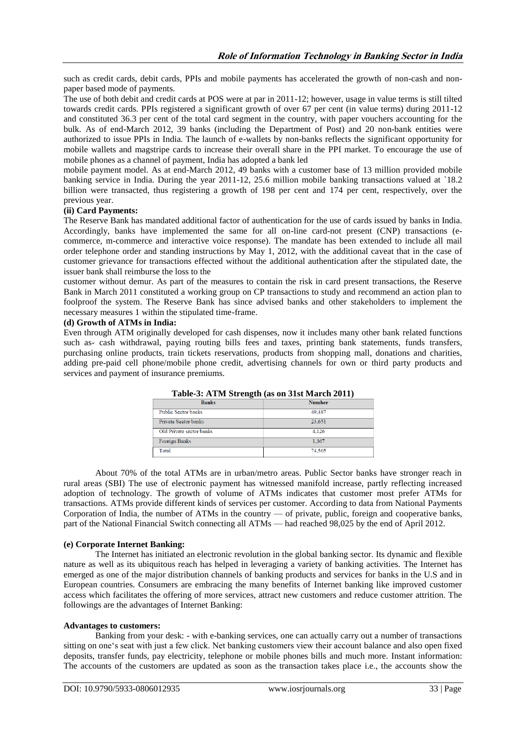such as credit cards, debit cards, PPIs and mobile payments has accelerated the growth of non-cash and non-paper based mode of payments.

The use of both debit and credit cards at POS were at par in 2011-12; however, usage in value terms is still tilted towards credit cards. PPIs registered a significant growth of over 67 per cent (in value terms) during 2011-12 and constituted 36.3 per cent of the total card segment in the country, with paper vouchers accounting for the bulk. As of end-March 2012, 39 banks (including the Department of Post) and 20 non-bank entities were authorized to issue PPIs in India. The launch of e-wallets by non-banks reflects the significant opportunity for mobile wallets and magstripe cards to increase their overall share in the PPI market. To encourage the use of mobile phones as a channel of payment, India has adopted a bank led

mobile payment model. As at end-March 2012, 49 banks with a customer base of 13 million provided mobile banking service in India. During the year 2011-12, 25.6 million mobile banking transactions valued at `18.2 billion were transacted, thus registering a growth of 198 per cent and 174 per cent, respectively, over the previous year.

**(ii) Card Payments:**

The Reserve Bank has mandated additional factor of authentication for the use of cards issued by banks in India. Accordingly, banks have implemented the same for all on-line card-not present (CNP) transactions (e-commerce, m-commerce and interactive voice response). The mandate has been extended to include all mail order telephone order and standing instructions by May 1, 2012, with the additional caveat that in the case of customer grievance for transactions effected without the additional authentication after the stipulated date, the issuer bank shall reimburse the loss to the

customer without demur. As part of the measures to contain the risk in card present transactions, the Reserve Bank in March 2011 constituted a working group on CP transactions to study and recommend an action plan to foolproof the system. The Reserve Bank has since advised banks and other stakeholders to implement the necessary measures 1 within the stipulated time-frame.

**(d) Growth of ATMs in India:**

Even through ATM originally developed for cash dispenses, now it includes many other bank related functions such as- cash withdrawal, paying routing bills fees and taxes, printing bank statements, funds transfers, purchasing online products, train tickets reservations, products from shopping mall, donations and charities, adding pre-paid cell phone/mobile phone credit, advertising channels for own or third party products and services and payment of insurance premiums.

**Table-3: ATM Strength (as on 31st March 2011)**

| Banks | Number |
|---|---|
| Public Sector banks | 49,487 |
| Private Sector banks | 23,651 |
| Old Private sector banks | 4,126 |
| Foreign Banks | 1,367 |
| Total | 74,505 |

About 70% of the total ATMs are in urban/metro areas. Public Sector banks have stronger reach in rural areas (SBI) The use of electronic payment has witnessed manifold increase, partly reflecting increased adoption of technology. The growth of volume of ATMs indicates that customer most prefer ATMs for transactions. ATMs provide different kinds of services per customer. According to data from National Payments Corporation of India, the number of ATMs in the country — of private, public, foreign and cooperative banks, part of the National Financial Switch connecting all ATMs — had reached 98,025 by the end of April 2012.

**(e) Corporate Internet Banking:**

The Internet has initiated an electronic revolution in the global banking sector. Its dynamic and flexible nature as well as its ubiquitous reach has helped in leveraging a variety of banking activities. The Internet has emerged as one of the major distribution channels of banking products and services for banks in the U.S and in European countries. Consumers are embracing the many benefits of Internet banking like improved customer access which facilitates the offering of more services, attract new customers and reduce customer attrition. The followings are the advantages of Internet Banking:

**Advantages to customers:**

Banking from your desk: - with e-banking services, one can actually carry out a number of transactions sitting on one's seat with just a few click. Net banking customers view their account balance and also open fixed deposits, transfer funds, pay electricity, telephone or mobile phones bills and much more. Instant information: The accounts of the customers are updated as soon as the transaction takes place i.e., the accounts show the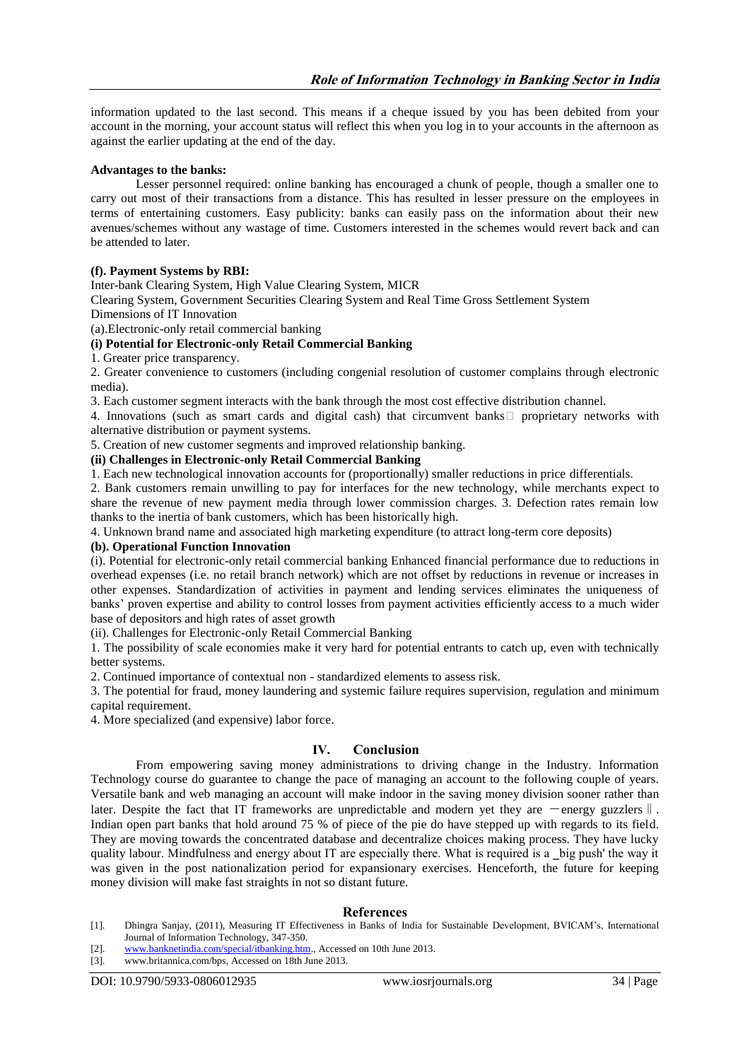information updated to the last second. This means if a cheque issued by you has been debited from your account in the morning, your account status will reflect this when you log in to your accounts in the afternoon as against the earlier updating at the end of the day.

**Advantages to the banks:**

Lesser personnel required: online banking has encouraged a chunk of people, though a smaller one to carry out most of their transactions from a distance. This has resulted in lesser pressure on the employees in terms of entertaining customers. Easy publicity: banks can easily pass on the information about their new avenues/schemes without any wastage of time. Customers interested in the schemes would revert back and can be attended to later.

**(f). Payment Systems by RBI:**

Inter-bank Clearing System, High Value Clearing System, MICR
Clearing System, Government Securities Clearing System and Real Time Gross Settlement System
Dimensions of IT Innovation
(a).Electronic-only retail commercial banking

**(i) Potential for Electronic-only Retail Commercial Banking**

1. Greater price transparency.
2. Greater convenience to customers (including congenial resolution of customer complains through electronic media).
3. Each customer segment interacts with the bank through the most cost effective distribution channel.
4. Innovations (such as smart cards and digital cash) that circumvent banks proprietary networks with alternative distribution or payment systems.
5. Creation of new customer segments and improved relationship banking.

**(ii) Challenges in Electronic-only Retail Commercial Banking**

1. Each new technological innovation accounts for (proportionally) smaller reductions in price differentials.
2. Bank customers remain unwilling to pay for interfaces for the new technology, while merchants expect to share the revenue of new payment media through lower commission charges. 3. Defection rates remain low thanks to the inertia of bank customers, which has been historically high.
4. Unknown brand name and associated high marketing expenditure (to attract long-term core deposits)

**(b). Operational Function Innovation**

(i). Potential for electronic-only retail commercial banking Enhanced financial performance due to reductions in overhead expenses (i.e. no retail branch network) which are not offset by reductions in revenue or increases in other expenses. Standardization of activities in payment and lending services eliminates the uniqueness of banks' proven expertise and ability to control losses from payment activities efficiently access to a much wider base of depositors and high rates of asset growth

(ii). Challenges for Electronic-only Retail Commercial Banking

1. The possibility of scale economies make it very hard for potential entrants to catch up, even with technically better systems.
2. Continued importance of contextual non - standardized elements to assess risk.
3. The potential for fraud, money laundering and systemic failure requires supervision, regulation and minimum capital requirement.
4. More specialized (and expensive) labor force.

## IV. Conclusion

From empowering saving money administrations to driving change in the Industry. Information Technology course do guarantee to change the pace of managing an account to the following couple of years. Versatile bank and web managing an account will make indoor in the saving money division sooner rather than later. Despite the fact that IT frameworks are unpredictable and modern yet they are ―energy guzzlers‖. Indian open part banks that hold around 75 % of piece of the pie do have stepped up with regards to its field. They are moving towards the concentrated database and decentralize choices making process. They have lucky quality labour. Mindfulness and energy about IT are especially there. What is required is a ‗big push' the way it was given in the post nationalization period for expansionary exercises. Henceforth, the future for keeping money division will make fast straights in not so distant future.

## References

[1]. Dhingra Sanjay, (2011), Measuring IT Effectiveness in Banks of India for Sustainable Development, BVICAM's, International Journal of Information Technology, 347-350.
[2]. www.banknetindia.com/special/itbanking.htm., Accessed on 10th June 2013.
[3]. www.britannica.com/bps, Accessed on 18th June 2013.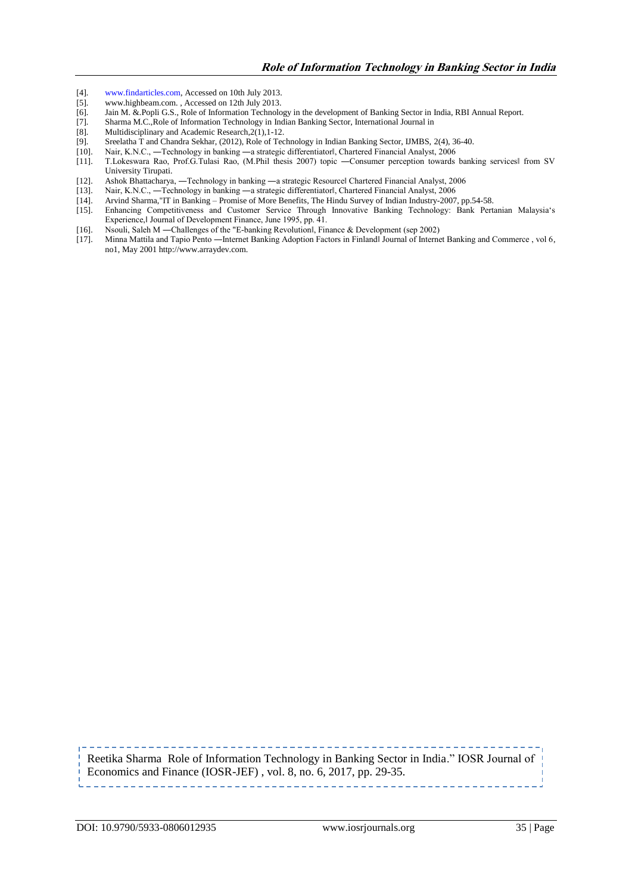[4]. www.findarticles.com, Accessed on 10th July 2013.

[5]. www.highbeam.com. , Accessed on 12th July 2013.

[6]. Jain M. &.Popli G.S., Role of Information Technology in the development of Banking Sector in India, RBI Annual Report.

[7]. Sharma M.C.,Role of Information Technology in Indian Banking Sector, International Journal in

[8]. Multidisciplinary and Academic Research,2(1),1-12.

[9]. Sreelatha T and Chandra Sekhar, (2012), Role of Technology in Indian Banking Sector, IJMBS, 2(4), 36-40.

[10]. Nair, K.N.C., ―Technology in banking ―a strategic differentiator‖, Chartered Financial Analyst, 2006

[11]. T.Lokeswara Rao, Prof.G.Tulasi Rao, (M.Phil thesis 2007) topic ―Consumer perception towards banking services‖ from SV University Tirupati.

[12]. Ashok Bhattacharya, ―Technology in banking ―a strategic Resource‖ Chartered Financial Analyst, 2006

[13]. Nair, K.N.C., ―Technology in banking ―a strategic differentiator‖, Chartered Financial Analyst, 2006

[14]. Arvind Sharma,"IT in Banking – Promise of More Benefits, The Hindu Survey of Indian Industry-2007, pp.54-58.

[15]. Enhancing Competitiveness and Customer Service Through Innovative Banking Technology: Bank Pertanian Malaysia's Experience,‖ Journal of Development Finance, June 1995, pp. 41.

[16]. Nsouli, Saleh M ―Challenges of the "E-banking Revolution‖, Finance & Development (sep 2002)

[17]. Minna Mattila and Tapio Pento ―Internet Banking Adoption Factors in Finland‖ Journal of Internet Banking and Commerce , vol 6, no1, May 2001 http://www.arraydev.com.

Reetika Sharma Role of Information Technology in Banking Sector in India." IOSR Journal of Economics and Finance (IOSR-JEF) , vol. 8, no. 6, 2017, pp. 29-35.